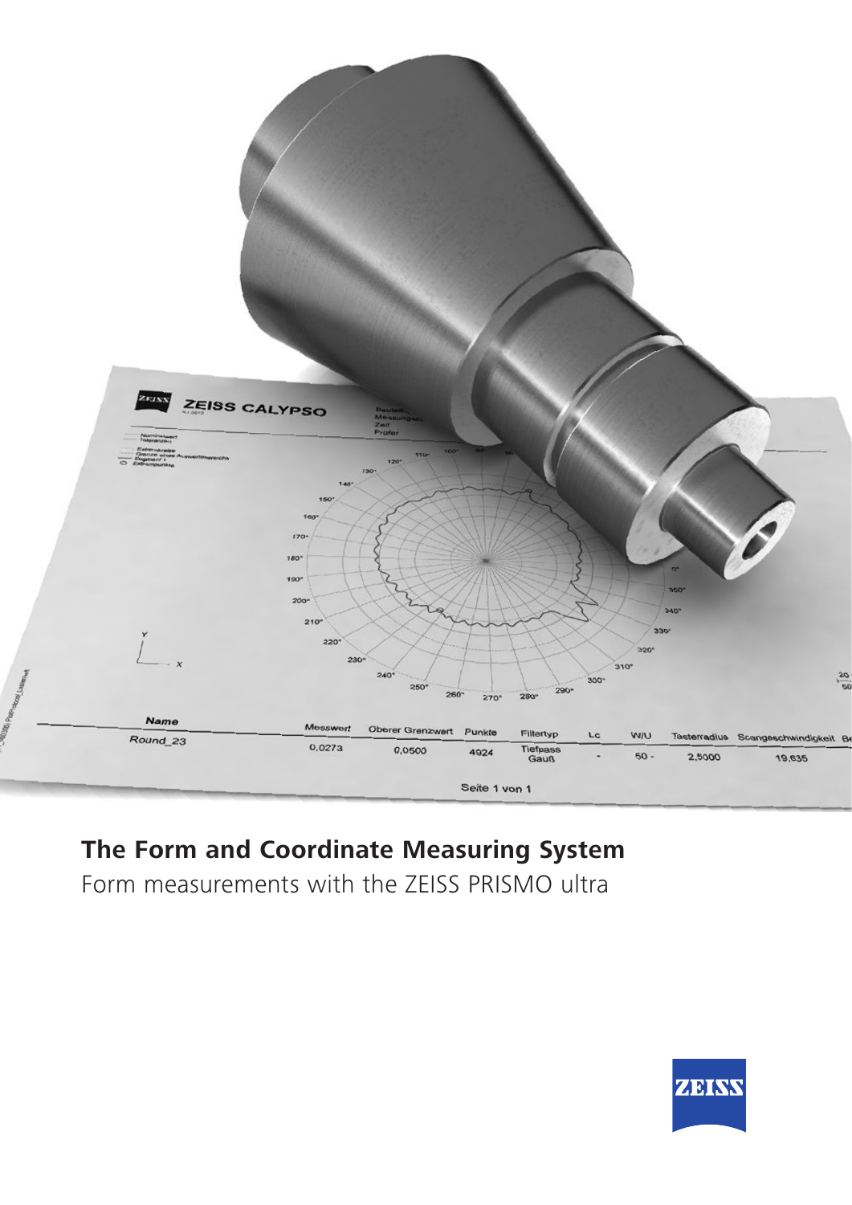# The Form and Coordinate Measuring System

Form measurements with the ZEISS PRISMO ultra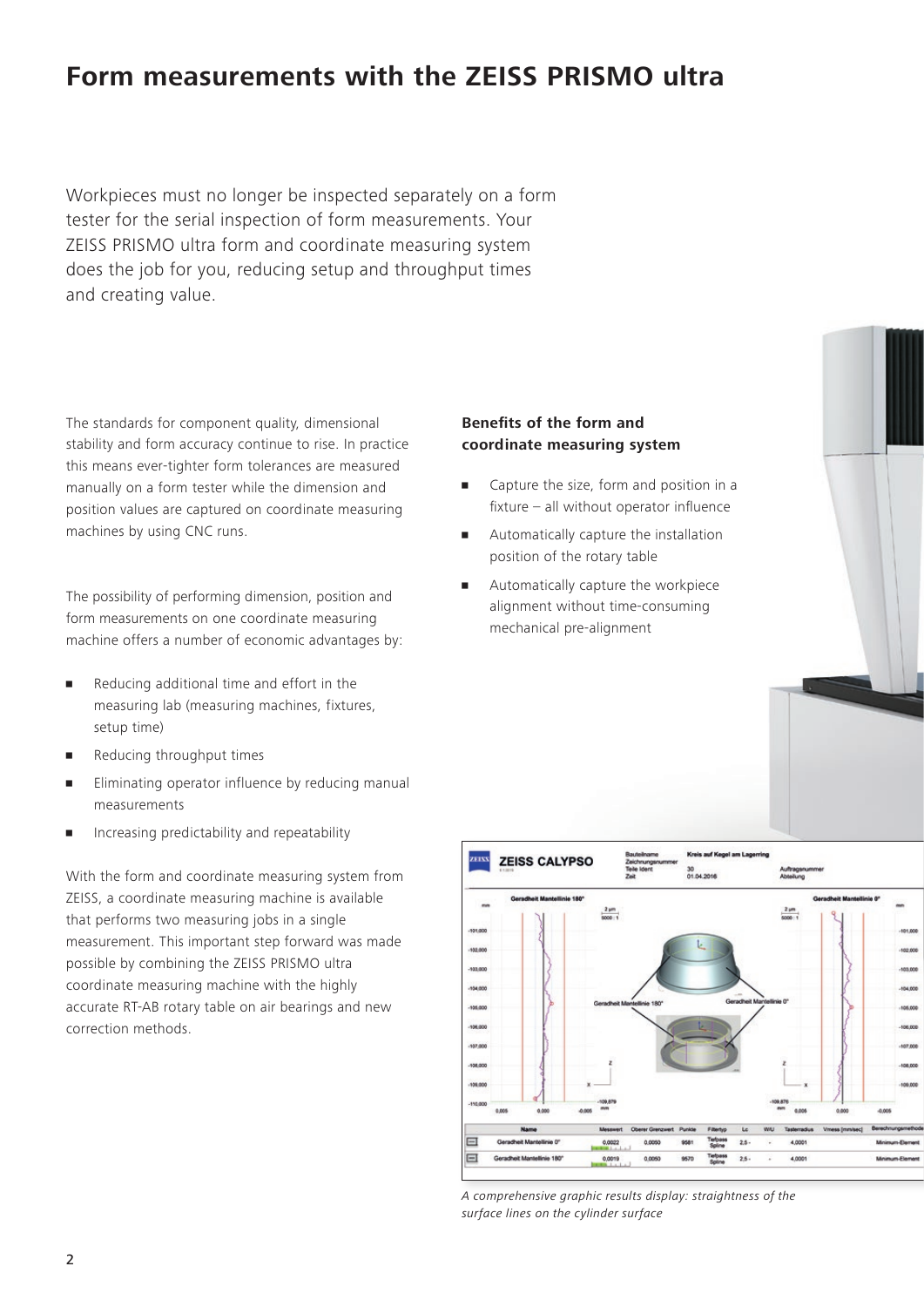# Form measurements with the ZEISS PRISMO ultra

Workpieces must no longer be inspected separately on a form tester for the serial inspection of form measurements. Your ZEISS PRISMO ultra form and coordinate measuring system does the job for you, reducing setup and throughput times and creating value.

The standards for component quality, dimensional stability and form accuracy continue to rise. In practice this means ever-tighter form tolerances are measured manually on a form tester while the dimension and position values are captured on coordinate measuring machines by using CNC runs.

The possibility of performing dimension, position and form measurements on one coordinate measuring machine offers a number of economic advantages by:

- Reducing additional time and effort in the measuring lab (measuring machines, fixtures, setup time)
- Reducing throughput times
- Eliminating operator influence by reducing manual measurements
- Increasing predictability and repeatability

With the form and coordinate measuring system from ZEISS, a coordinate measuring machine is available that performs two measuring jobs in a single measurement. This important step forward was made possible by combining the ZEISS PRISMO ultra coordinate measuring machine with the highly accurate RT-AB rotary table on air bearings and new correction methods.

**Benefits of the form and coordinate measuring system**

- Capture the size, form and position in a fixture – all without operator influence
- Automatically capture the installation position of the rotary table
- Automatically capture the workpiece alignment without time-consuming mechanical pre-alignment

*A comprehensive graphic results display: straightness of the surface lines on the cylinder surface*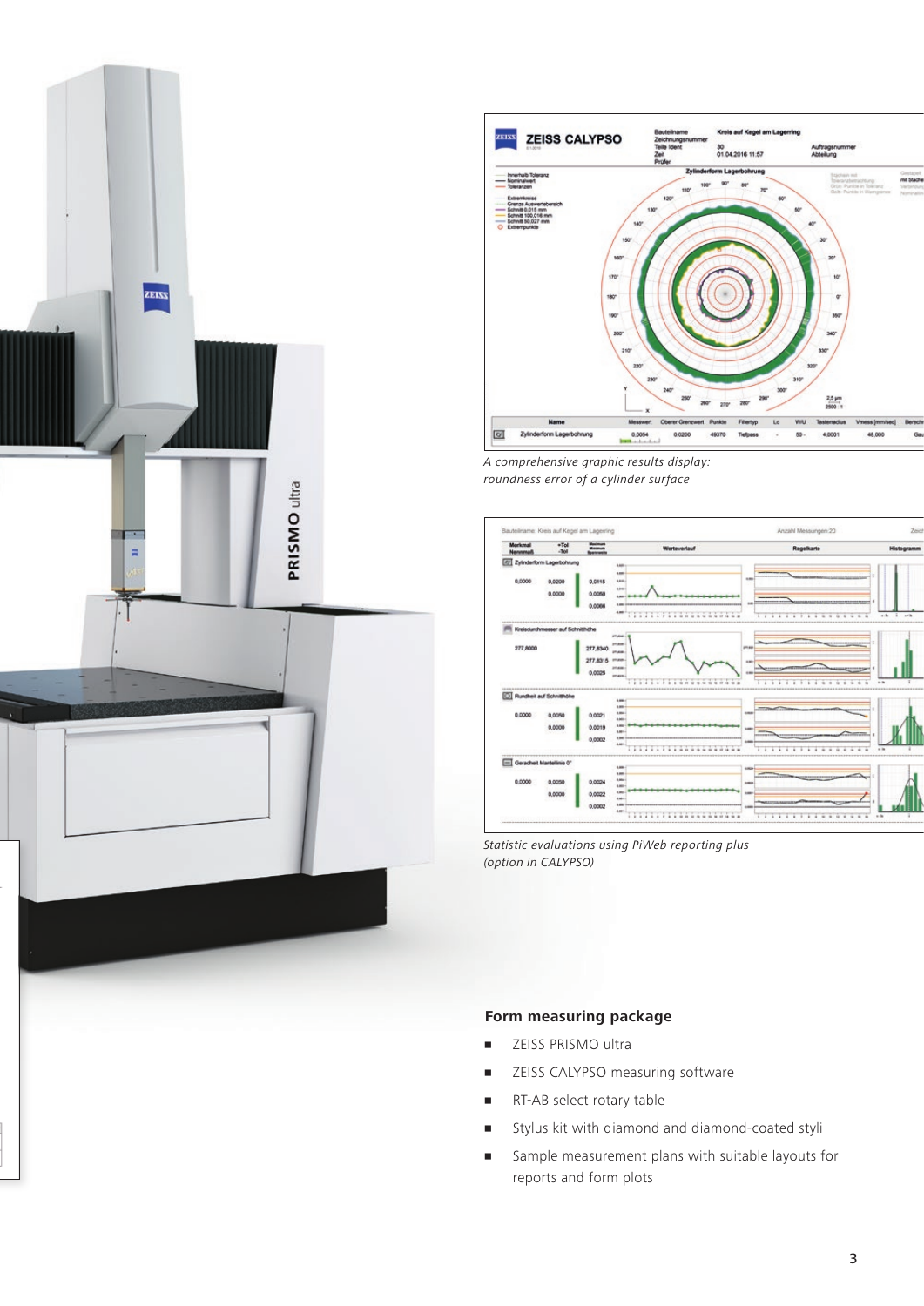A comprehensive graphic results display: roundness error of a cylinder surface

Statistic evaluations using PiWeb reporting plus (option in CALYPSO)

## Form measuring package

- ZEISS PRISMO ultra
- ZEISS CALYPSO measuring software
- RT-AB select rotary table
- Stylus kit with diamond and diamond-coated styli
- Sample measurement plans with suitable layouts for reports and form plots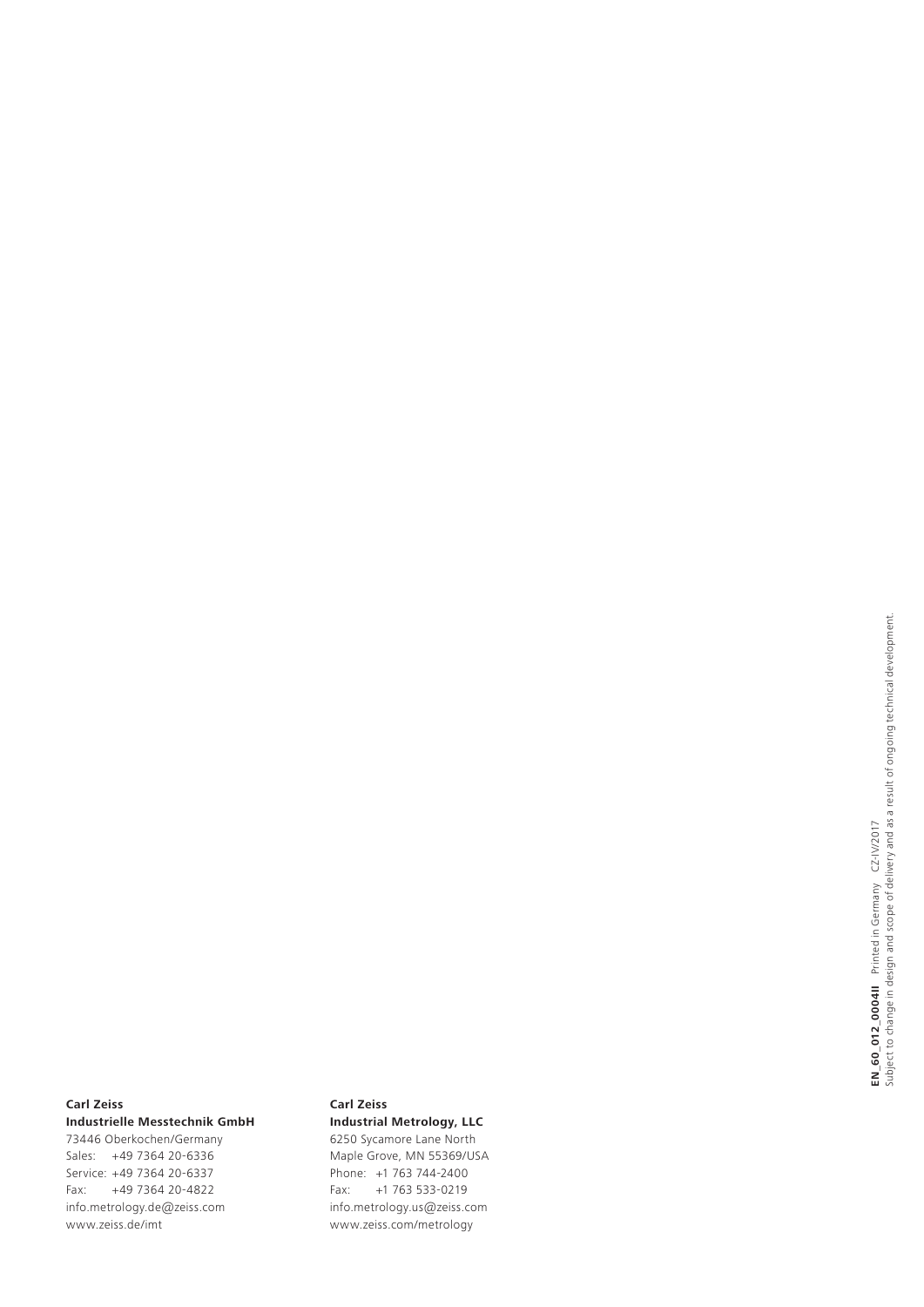**Carl Zeiss**
**Industrielle Messtechnik GmbH**
73446 Oberkochen/Germany
Sales: +49 7364 20-6336
Service: +49 7364 20-6337
Fax: +49 7364 20-4822
info.metrology.de@zeiss.com
www.zeiss.de/imt

**Carl Zeiss**
**Industrial Metrology, LLC**
6250 Sycamore Lane North
Maple Grove, MN 55369/USA
Phone: +1 763 744-2400
Fax: +1 763 533-0219
info.metrology.us@zeiss.com
www.zeiss.com/metrology

**EN_60_012_0004II** Printed in Germany CZ-IV/2017
Subject to change in design and scope of delivery and as a result of ongoing technical development.